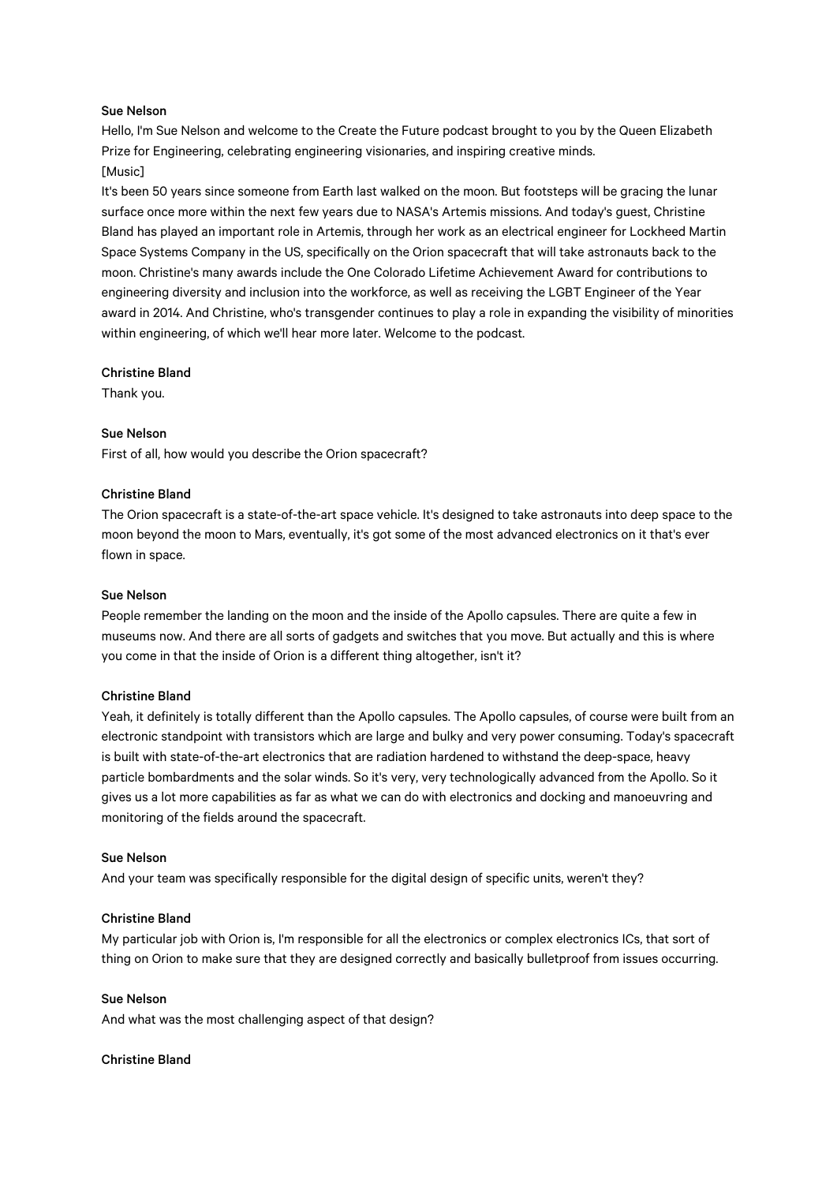**Sue Nelson**

Hello, I'm Sue Nelson and welcome to the Create the Future podcast brought to you by the Queen Elizabeth Prize for Engineering, celebrating engineering visionaries, and inspiring creative minds.

[Music]

It's been 50 years since someone from Earth last walked on the moon. But footsteps will be gracing the lunar surface once more within the next few years due to NASA's Artemis missions. And today's guest, Christine Bland has played an important role in Artemis, through her work as an electrical engineer for Lockheed Martin Space Systems Company in the US, specifically on the Orion spacecraft that will take astronauts back to the moon. Christine's many awards include the One Colorado Lifetime Achievement Award for contributions to engineering diversity and inclusion into the workforce, as well as receiving the LGBT Engineer of the Year award in 2014. And Christine, who's transgender continues to play a role in expanding the visibility of minorities within engineering, of which we'll hear more later. Welcome to the podcast.

**Christine Bland**

Thank you.

**Sue Nelson**

First of all, how would you describe the Orion spacecraft?

**Christine Bland**

The Orion spacecraft is a state-of-the-art space vehicle. It's designed to take astronauts into deep space to the moon beyond the moon to Mars, eventually, it's got some of the most advanced electronics on it that's ever flown in space.

**Sue Nelson**

People remember the landing on the moon and the inside of the Apollo capsules. There are quite a few in museums now. And there are all sorts of gadgets and switches that you move. But actually and this is where you come in that the inside of Orion is a different thing altogether, isn't it?

**Christine Bland**

Yeah, it definitely is totally different than the Apollo capsules. The Apollo capsules, of course were built from an electronic standpoint with transistors which are large and bulky and very power consuming. Today's spacecraft is built with state-of-the-art electronics that are radiation hardened to withstand the deep-space, heavy particle bombardments and the solar winds. So it's very, very technologically advanced from the Apollo. So it gives us a lot more capabilities as far as what we can do with electronics and docking and manoeuvring and monitoring of the fields around the spacecraft.

**Sue Nelson**

And your team was specifically responsible for the digital design of specific units, weren't they?

**Christine Bland**

My particular job with Orion is, I'm responsible for all the electronics or complex electronics ICs, that sort of thing on Orion to make sure that they are designed correctly and basically bulletproof from issues occurring.

**Sue Nelson**

And what was the most challenging aspect of that design?

**Christine Bland**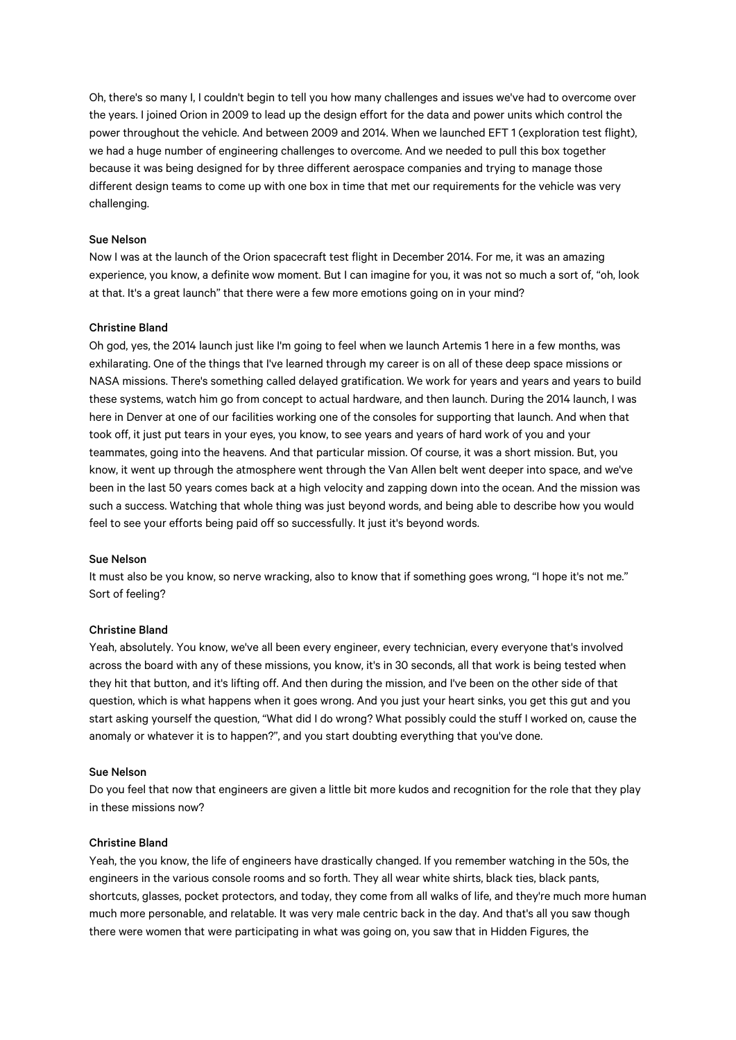Oh, there's so many I, I couldn't begin to tell you how many challenges and issues we've had to overcome over the years. I joined Orion in 2009 to lead up the design effort for the data and power units which control the power throughout the vehicle. And between 2009 and 2014. When we launched EFT 1 (exploration test flight), we had a huge number of engineering challenges to overcome. And we needed to pull this box together because it was being designed for by three different aerospace companies and trying to manage those different design teams to come up with one box in time that met our requirements for the vehicle was very challenging.

**Sue Nelson**

Now I was at the launch of the Orion spacecraft test flight in December 2014. For me, it was an amazing experience, you know, a definite wow moment. But I can imagine for you, it was not so much a sort of, "oh, look at that. It's a great launch" that there were a few more emotions going on in your mind?

**Christine Bland**

Oh god, yes, the 2014 launch just like I'm going to feel when we launch Artemis 1 here in a few months, was exhilarating. One of the things that I've learned through my career is on all of these deep space missions or NASA missions. There's something called delayed gratification. We work for years and years and years to build these systems, watch him go from concept to actual hardware, and then launch. During the 2014 launch, I was here in Denver at one of our facilities working one of the consoles for supporting that launch. And when that took off, it just put tears in your eyes, you know, to see years and years of hard work of you and your teammates, going into the heavens. And that particular mission. Of course, it was a short mission. But, you know, it went up through the atmosphere went through the Van Allen belt went deeper into space, and we've been in the last 50 years comes back at a high velocity and zapping down into the ocean. And the mission was such a success. Watching that whole thing was just beyond words, and being able to describe how you would feel to see your efforts being paid off so successfully. It just it's beyond words.

**Sue Nelson**

It must also be you know, so nerve wracking, also to know that if something goes wrong, "I hope it's not me." Sort of feeling?

**Christine Bland**

Yeah, absolutely. You know, we've all been every engineer, every technician, every everyone that's involved across the board with any of these missions, you know, it's in 30 seconds, all that work is being tested when they hit that button, and it's lifting off. And then during the mission, and I've been on the other side of that question, which is what happens when it goes wrong. And you just your heart sinks, you get this gut and you start asking yourself the question, "What did I do wrong? What possibly could the stuff I worked on, cause the anomaly or whatever it is to happen?", and you start doubting everything that you've done.

**Sue Nelson**

Do you feel that now that engineers are given a little bit more kudos and recognition for the role that they play in these missions now?

**Christine Bland**

Yeah, the you know, the life of engineers have drastically changed. If you remember watching in the 50s, the engineers in the various console rooms and so forth. They all wear white shirts, black ties, black pants, shortcuts, glasses, pocket protectors, and today, they come from all walks of life, and they're much more human much more personable, and relatable. It was very male centric back in the day. And that's all you saw though there were women that were participating in what was going on, you saw that in Hidden Figures, the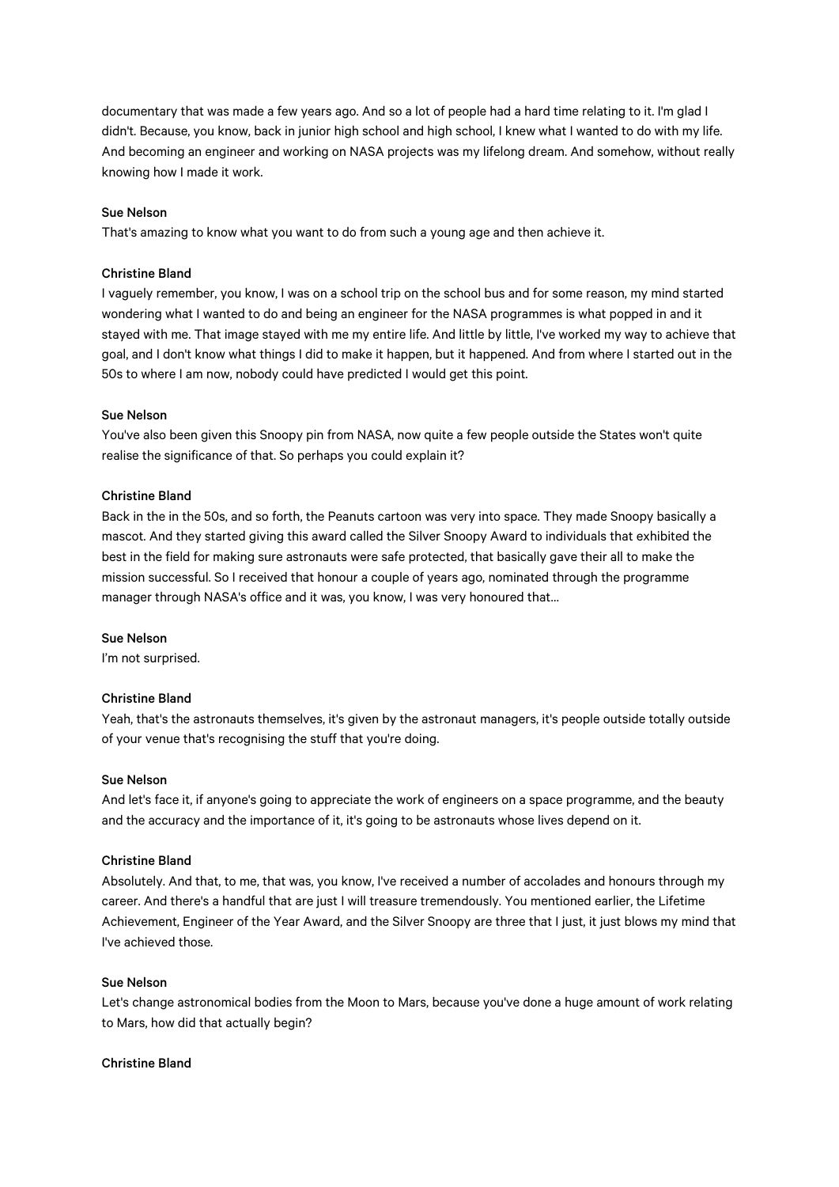documentary that was made a few years ago. And so a lot of people had a hard time relating to it. I'm glad I didn't. Because, you know, back in junior high school and high school, I knew what I wanted to do with my life. And becoming an engineer and working on NASA projects was my lifelong dream. And somehow, without really knowing how I made it work.

**Sue Nelson**
That's amazing to know what you want to do from such a young age and then achieve it.

**Christine Bland**
I vaguely remember, you know, I was on a school trip on the school bus and for some reason, my mind started wondering what I wanted to do and being an engineer for the NASA programmes is what popped in and it stayed with me. That image stayed with me my entire life. And little by little, I've worked my way to achieve that goal, and I don't know what things I did to make it happen, but it happened. And from where I started out in the 50s to where I am now, nobody could have predicted I would get this point.

**Sue Nelson**
You've also been given this Snoopy pin from NASA, now quite a few people outside the States won't quite realise the significance of that. So perhaps you could explain it?

**Christine Bland**
Back in the in the 50s, and so forth, the Peanuts cartoon was very into space. They made Snoopy basically a mascot. And they started giving this award called the Silver Snoopy Award to individuals that exhibited the best in the field for making sure astronauts were safe protected, that basically gave their all to make the mission successful. So I received that honour a couple of years ago, nominated through the programme manager through NASA's office and it was, you know, I was very honoured that...

**Sue Nelson**
I'm not surprised.

**Christine Bland**
Yeah, that's the astronauts themselves, it's given by the astronaut managers, it's people outside totally outside of your venue that's recognising the stuff that you're doing.

**Sue Nelson**
And let's face it, if anyone's going to appreciate the work of engineers on a space programme, and the beauty and the accuracy and the importance of it, it's going to be astronauts whose lives depend on it.

**Christine Bland**
Absolutely. And that, to me, that was, you know, I've received a number of accolades and honours through my career. And there's a handful that are just I will treasure tremendously. You mentioned earlier, the Lifetime Achievement, Engineer of the Year Award, and the Silver Snoopy are three that I just, it just blows my mind that I've achieved those.

**Sue Nelson**
Let's change astronomical bodies from the Moon to Mars, because you've done a huge amount of work relating to Mars, how did that actually begin?

**Christine Bland**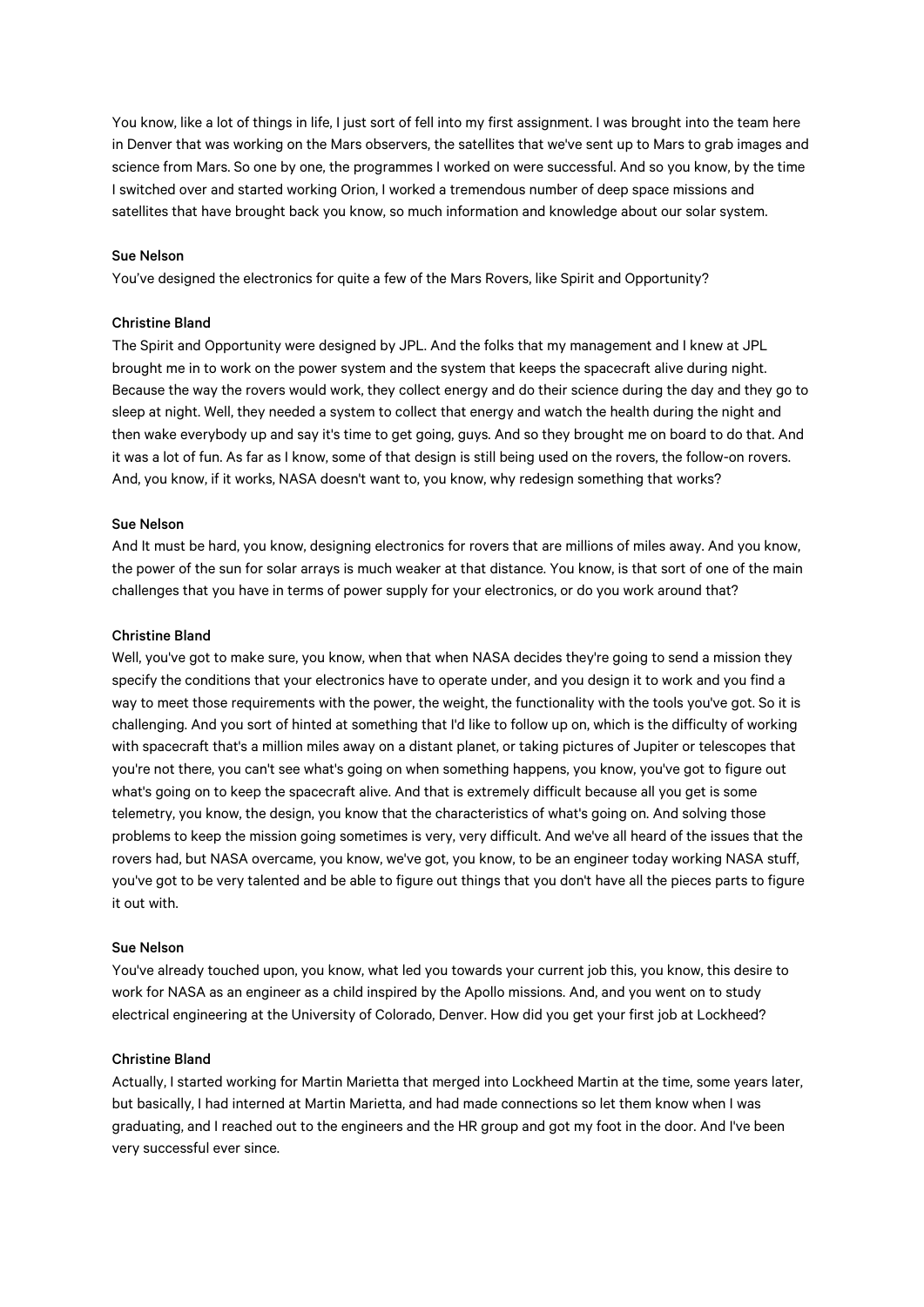You know, like a lot of things in life, I just sort of fell into my first assignment. I was brought into the team here in Denver that was working on the Mars observers, the satellites that we've sent up to Mars to grab images and science from Mars. So one by one, the programmes I worked on were successful. And so you know, by the time I switched over and started working Orion, I worked a tremendous number of deep space missions and satellites that have brought back you know, so much information and knowledge about our solar system.

**Sue Nelson**
You've designed the electronics for quite a few of the Mars Rovers, like Spirit and Opportunity?

**Christine Bland**
The Spirit and Opportunity were designed by JPL. And the folks that my management and I knew at JPL brought me in to work on the power system and the system that keeps the spacecraft alive during night. Because the way the rovers would work, they collect energy and do their science during the day and they go to sleep at night. Well, they needed a system to collect that energy and watch the health during the night and then wake everybody up and say it's time to get going, guys. And so they brought me on board to do that. And it was a lot of fun. As far as I know, some of that design is still being used on the rovers, the follow-on rovers. And, you know, if it works, NASA doesn't want to, you know, why redesign something that works?

**Sue Nelson**
And It must be hard, you know, designing electronics for rovers that are millions of miles away. And you know, the power of the sun for solar arrays is much weaker at that distance. You know, is that sort of one of the main challenges that you have in terms of power supply for your electronics, or do you work around that?

**Christine Bland**
Well, you've got to make sure, you know, when that when NASA decides they're going to send a mission they specify the conditions that your electronics have to operate under, and you design it to work and you find a way to meet those requirements with the power, the weight, the functionality with the tools you've got. So it is challenging. And you sort of hinted at something that I'd like to follow up on, which is the difficulty of working with spacecraft that's a million miles away on a distant planet, or taking pictures of Jupiter or telescopes that you're not there, you can't see what's going on when something happens, you know, you've got to figure out what's going on to keep the spacecraft alive. And that is extremely difficult because all you get is some telemetry, you know, the design, you know that the characteristics of what's going on. And solving those problems to keep the mission going sometimes is very, very difficult. And we've all heard of the issues that the rovers had, but NASA overcame, you know, we've got, you know, to be an engineer today working NASA stuff, you've got to be very talented and be able to figure out things that you don't have all the pieces parts to figure it out with.

**Sue Nelson**
You've already touched upon, you know, what led you towards your current job this, you know, this desire to work for NASA as an engineer as a child inspired by the Apollo missions. And, and you went on to study electrical engineering at the University of Colorado, Denver. How did you get your first job at Lockheed?

**Christine Bland**
Actually, I started working for Martin Marietta that merged into Lockheed Martin at the time, some years later, but basically, I had interned at Martin Marietta, and had made connections so let them know when I was graduating, and I reached out to the engineers and the HR group and got my foot in the door. And I've been very successful ever since.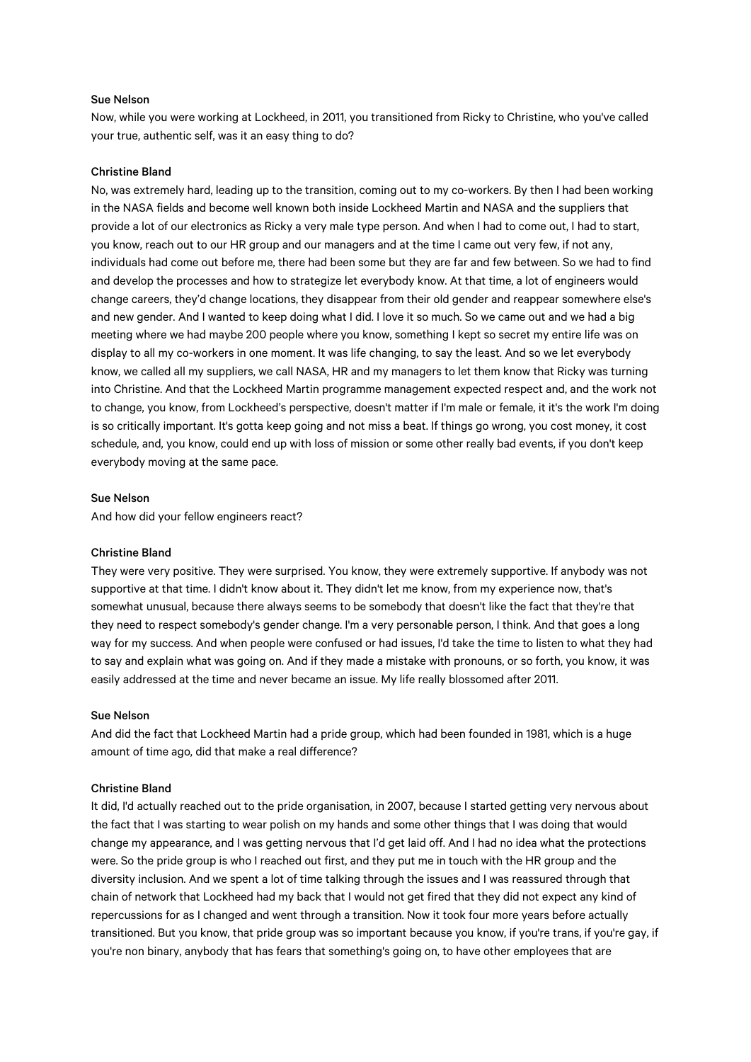**Sue Nelson**

Now, while you were working at Lockheed, in 2011, you transitioned from Ricky to Christine, who you've called your true, authentic self, was it an easy thing to do?

**Christine Bland**

No, was extremely hard, leading up to the transition, coming out to my co-workers. By then I had been working in the NASA fields and become well known both inside Lockheed Martin and NASA and the suppliers that provide a lot of our electronics as Ricky a very male type person. And when I had to come out, I had to start, you know, reach out to our HR group and our managers and at the time I came out very few, if not any, individuals had come out before me, there had been some but they are far and few between. So we had to find and develop the processes and how to strategize let everybody know. At that time, a lot of engineers would change careers, they'd change locations, they disappear from their old gender and reappear somewhere else's and new gender. And I wanted to keep doing what I did. I love it so much. So we came out and we had a big meeting where we had maybe 200 people where you know, something I kept so secret my entire life was on display to all my co-workers in one moment. It was life changing, to say the least. And so we let everybody know, we called all my suppliers, we call NASA, HR and my managers to let them know that Ricky was turning into Christine. And that the Lockheed Martin programme management expected respect and, and the work not to change, you know, from Lockheed's perspective, doesn't matter if I'm male or female, it it's the work I'm doing is so critically important. It's gotta keep going and not miss a beat. If things go wrong, you cost money, it cost schedule, and, you know, could end up with loss of mission or some other really bad events, if you don't keep everybody moving at the same pace.

**Sue Nelson**

And how did your fellow engineers react?

**Christine Bland**

They were very positive. They were surprised. You know, they were extremely supportive. If anybody was not supportive at that time. I didn't know about it. They didn't let me know, from my experience now, that's somewhat unusual, because there always seems to be somebody that doesn't like the fact that they're that they need to respect somebody's gender change. I'm a very personable person, I think. And that goes a long way for my success. And when people were confused or had issues, I'd take the time to listen to what they had to say and explain what was going on. And if they made a mistake with pronouns, or so forth, you know, it was easily addressed at the time and never became an issue. My life really blossomed after 2011.

**Sue Nelson**

And did the fact that Lockheed Martin had a pride group, which had been founded in 1981, which is a huge amount of time ago, did that make a real difference?

**Christine Bland**

It did, I'd actually reached out to the pride organisation, in 2007, because I started getting very nervous about the fact that I was starting to wear polish on my hands and some other things that I was doing that would change my appearance, and I was getting nervous that I'd get laid off. And I had no idea what the protections were. So the pride group is who I reached out first, and they put me in touch with the HR group and the diversity inclusion. And we spent a lot of time talking through the issues and I was reassured through that chain of network that Lockheed had my back that I would not get fired that they did not expect any kind of repercussions for as I changed and went through a transition. Now it took four more years before actually transitioned. But you know, that pride group was so important because you know, if you're trans, if you're gay, if you're non binary, anybody that has fears that something's going on, to have other employees that are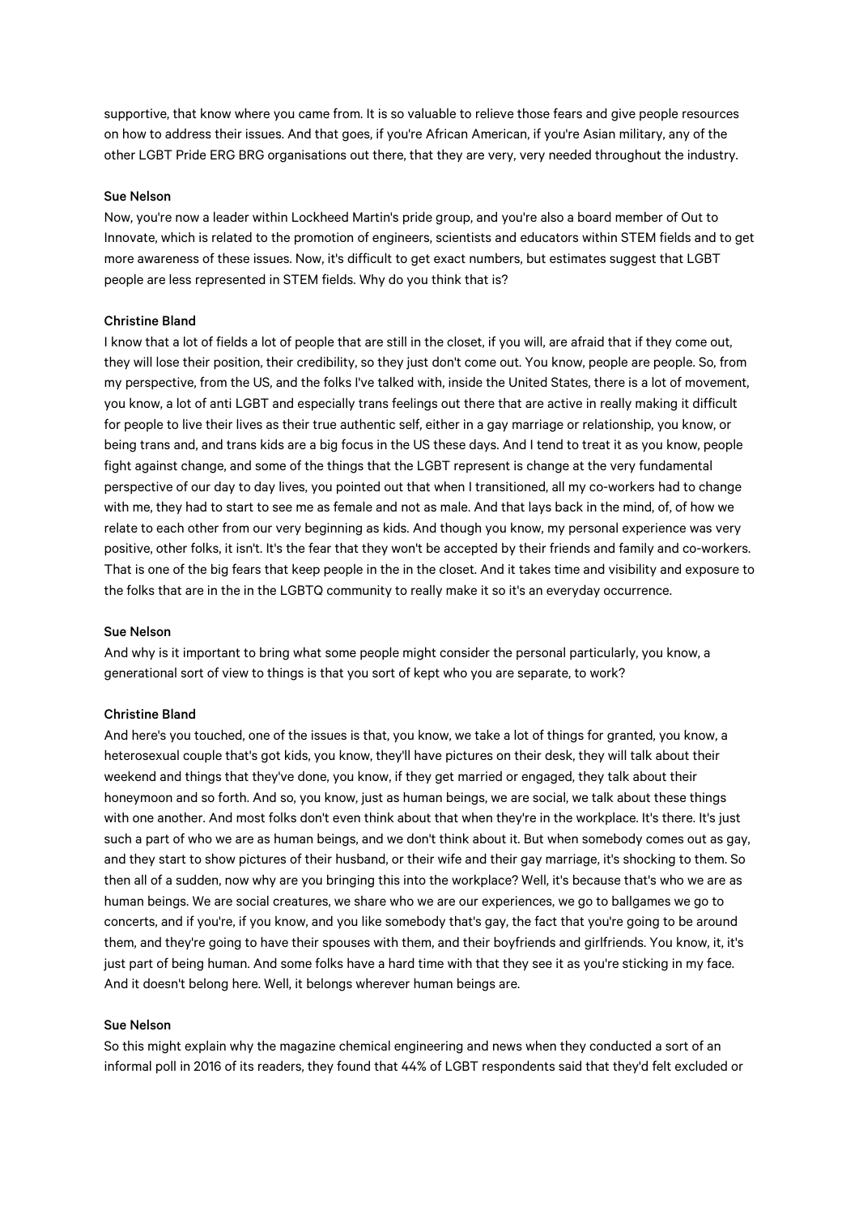supportive, that know where you came from. It is so valuable to relieve those fears and give people resources on how to address their issues. And that goes, if you're African American, if you're Asian military, any of the other LGBT Pride ERG BRG organisations out there, that they are very, very needed throughout the industry.

**Sue Nelson**

Now, you're now a leader within Lockheed Martin's pride group, and you're also a board member of Out to Innovate, which is related to the promotion of engineers, scientists and educators within STEM fields and to get more awareness of these issues. Now, it's difficult to get exact numbers, but estimates suggest that LGBT people are less represented in STEM fields. Why do you think that is?

**Christine Bland**

I know that a lot of fields a lot of people that are still in the closet, if you will, are afraid that if they come out, they will lose their position, their credibility, so they just don't come out. You know, people are people. So, from my perspective, from the US, and the folks I've talked with, inside the United States, there is a lot of movement, you know, a lot of anti LGBT and especially trans feelings out there that are active in really making it difficult for people to live their lives as their true authentic self, either in a gay marriage or relationship, you know, or being trans and, and trans kids are a big focus in the US these days. And I tend to treat it as you know, people fight against change, and some of the things that the LGBT represent is change at the very fundamental perspective of our day to day lives, you pointed out that when I transitioned, all my co-workers had to change with me, they had to start to see me as female and not as male. And that lays back in the mind, of, of how we relate to each other from our very beginning as kids. And though you know, my personal experience was very positive, other folks, it isn't. It's the fear that they won't be accepted by their friends and family and co-workers. That is one of the big fears that keep people in the in the closet. And it takes time and visibility and exposure to the folks that are in the in the LGBTQ community to really make it so it's an everyday occurrence.

**Sue Nelson**

And why is it important to bring what some people might consider the personal particularly, you know, a generational sort of view to things is that you sort of kept who you are separate, to work?

**Christine Bland**

And here's you touched, one of the issues is that, you know, we take a lot of things for granted, you know, a heterosexual couple that's got kids, you know, they'll have pictures on their desk, they will talk about their weekend and things that they've done, you know, if they get married or engaged, they talk about their honeymoon and so forth. And so, you know, just as human beings, we are social, we talk about these things with one another. And most folks don't even think about that when they're in the workplace. It's there. It's just such a part of who we are as human beings, and we don't think about it. But when somebody comes out as gay, and they start to show pictures of their husband, or their wife and their gay marriage, it's shocking to them. So then all of a sudden, now why are you bringing this into the workplace? Well, it's because that's who we are as human beings. We are social creatures, we share who we are our experiences, we go to ballgames we go to concerts, and if you're, if you know, and you like somebody that's gay, the fact that you're going to be around them, and they're going to have their spouses with them, and their boyfriends and girlfriends. You know, it, it's just part of being human. And some folks have a hard time with that they see it as you're sticking in my face. And it doesn't belong here. Well, it belongs wherever human beings are.

**Sue Nelson**

So this might explain why the magazine chemical engineering and news when they conducted a sort of an informal poll in 2016 of its readers, they found that 44% of LGBT respondents said that they'd felt excluded or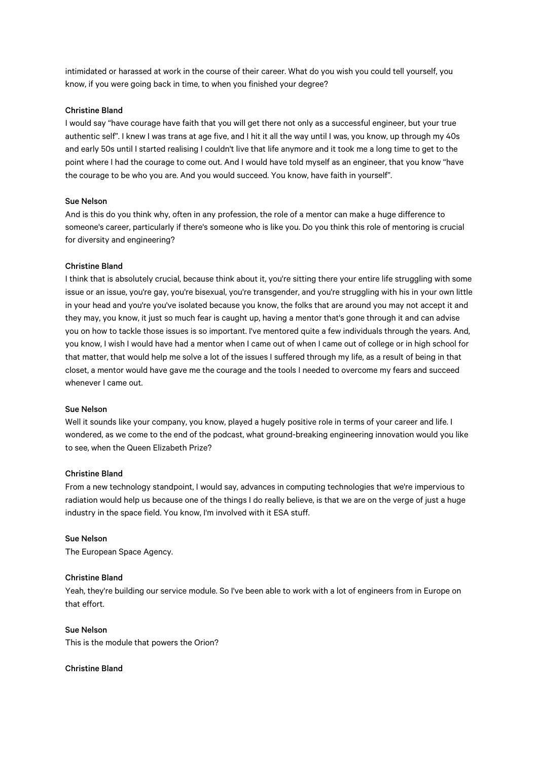intimidated or harassed at work in the course of their career. What do you wish you could tell yourself, you know, if you were going back in time, to when you finished your degree?

**Christine Bland**

I would say "have courage have faith that you will get there not only as a successful engineer, but your true authentic self". I knew I was trans at age five, and I hit it all the way until I was, you know, up through my 40s and early 50s until I started realising I couldn't live that life anymore and it took me a long time to get to the point where I had the courage to come out. And I would have told myself as an engineer, that you know "have the courage to be who you are. And you would succeed. You know, have faith in yourself".

**Sue Nelson**

And is this do you think why, often in any profession, the role of a mentor can make a huge difference to someone's career, particularly if there's someone who is like you. Do you think this role of mentoring is crucial for diversity and engineering?

**Christine Bland**

I think that is absolutely crucial, because think about it, you're sitting there your entire life struggling with some issue or an issue, you're gay, you're bisexual, you're transgender, and you're struggling with his in your own little in your head and you're you've isolated because you know, the folks that are around you may not accept it and they may, you know, it just so much fear is caught up, having a mentor that's gone through it and can advise you on how to tackle those issues is so important. I've mentored quite a few individuals through the years. And, you know, I wish I would have had a mentor when I came out of when I came out of college or in high school for that matter, that would help me solve a lot of the issues I suffered through my life, as a result of being in that closet, a mentor would have gave me the courage and the tools I needed to overcome my fears and succeed whenever I came out.

**Sue Nelson**

Well it sounds like your company, you know, played a hugely positive role in terms of your career and life. I wondered, as we come to the end of the podcast, what ground-breaking engineering innovation would you like to see, when the Queen Elizabeth Prize?

**Christine Bland**

From a new technology standpoint, I would say, advances in computing technologies that we're impervious to radiation would help us because one of the things I do really believe, is that we are on the verge of just a huge industry in the space field. You know, I'm involved with it ESA stuff.

**Sue Nelson**

The European Space Agency.

**Christine Bland**

Yeah, they're building our service module. So I've been able to work with a lot of engineers from in Europe on that effort.

**Sue Nelson**

This is the module that powers the Orion?

**Christine Bland**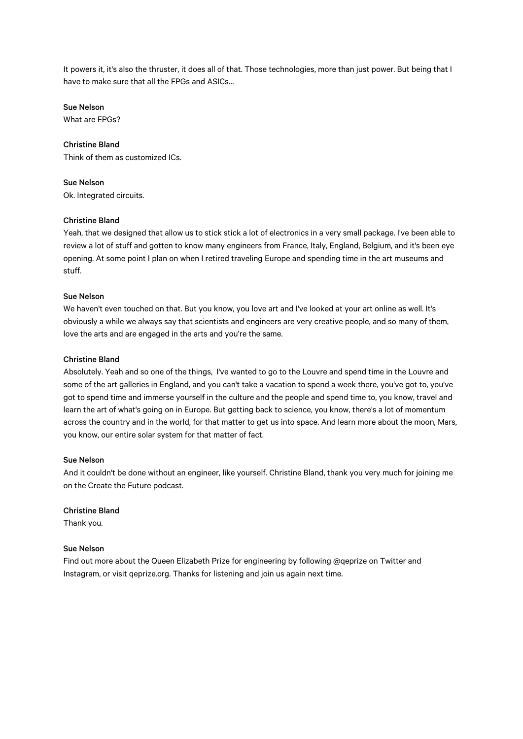It powers it, it's also the thruster, it does all of that. Those technologies, more than just power. But being that I have to make sure that all the FPGs and ASICs...

**Sue Nelson**
What are FPGs?

**Christine Bland**
Think of them as customized ICs.

**Sue Nelson**
Ok. Integrated circuits.

**Christine Bland**
Yeah, that we designed that allow us to stick stick a lot of electronics in a very small package. I've been able to review a lot of stuff and gotten to know many engineers from France, Italy, England, Belgium, and it's been eye opening. At some point I plan on when I retired traveling Europe and spending time in the art museums and stuff.

**Sue Nelson**
We haven't even touched on that. But you know, you love art and I've looked at your art online as well. It's obviously a while we always say that scientists and engineers are very creative people, and so many of them, love the arts and are engaged in the arts and you're the same.

**Christine Bland**
Absolutely. Yeah and so one of the things, I've wanted to go to the Louvre and spend time in the Louvre and some of the art galleries in England, and you can't take a vacation to spend a week there, you've got to, you've got to spend time and immerse yourself in the culture and the people and spend time to, you know, travel and learn the art of what's going on in Europe. But getting back to science, you know, there's a lot of momentum across the country and in the world, for that matter to get us into space. And learn more about the moon, Mars, you know, our entire solar system for that matter of fact.

**Sue Nelson**
And it couldn't be done without an engineer, like yourself. Christine Bland, thank you very much for joining me on the Create the Future podcast.

**Christine Bland**
Thank you.

**Sue Nelson**
Find out more about the Queen Elizabeth Prize for engineering by following @qeprize on Twitter and Instagram, or visit qeprize.org. Thanks for listening and join us again next time.